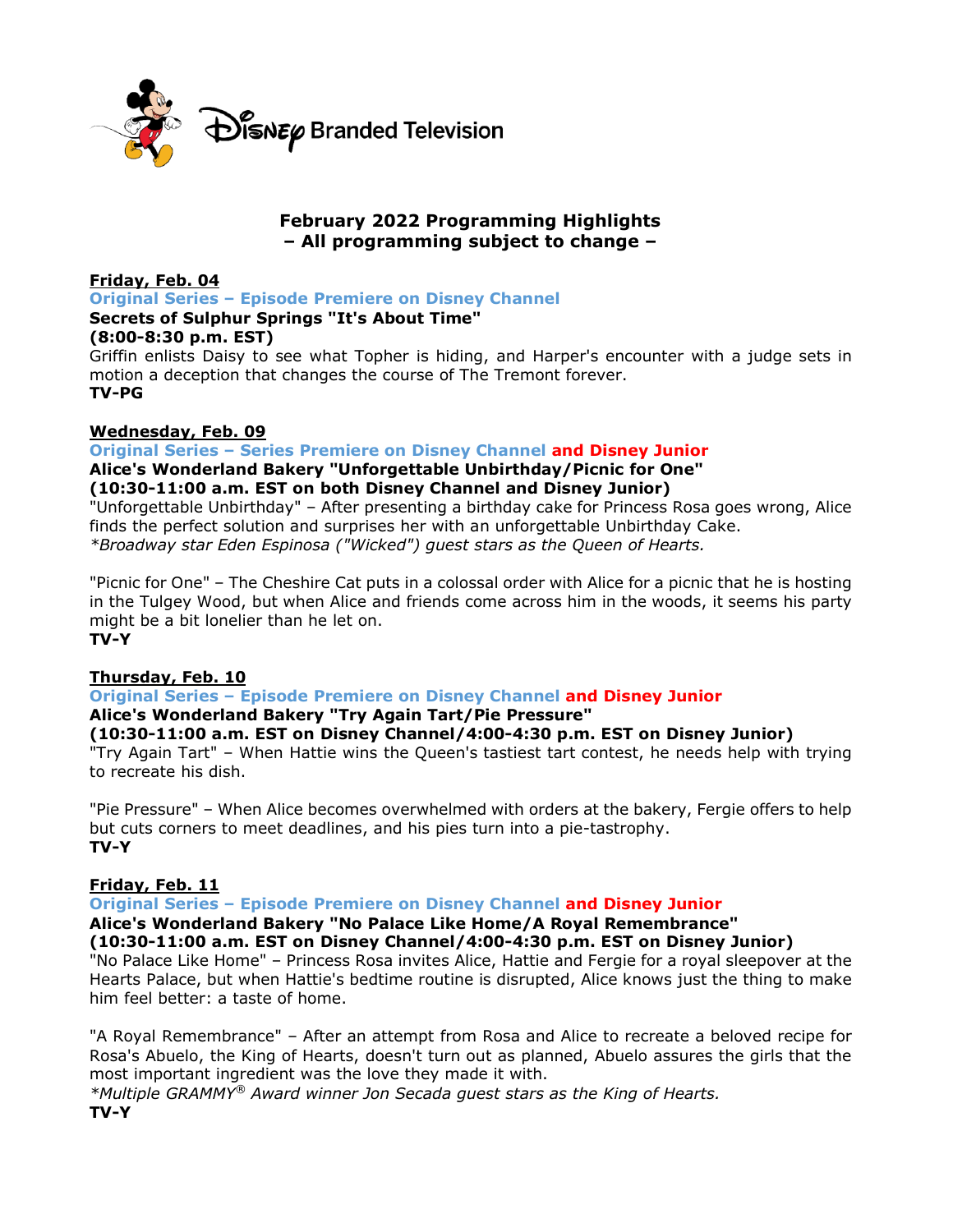Disney Branded Television

# February 2022 Programming Highlights
## – All programming subject to change –

**Friday, Feb. 04**

**Original Series – Episode Premiere on Disney Channel**

**Secrets of Sulphur Springs "It's About Time"**
**(8:00-8:30 p.m. EST)**

Griffin enlists Daisy to see what Topher is hiding, and Harper's encounter with a judge sets in motion a deception that changes the course of The Tremont forever.

**TV-PG**

**Wednesday, Feb. 09**

**Original Series – Series Premiere on Disney Channel and Disney Junior**

**Alice's Wonderland Bakery "Unforgettable Unbirthday/Picnic for One"**
**(10:30-11:00 a.m. EST on both Disney Channel and Disney Junior)**

"Unforgettable Unbirthday" – After presenting a birthday cake for Princess Rosa goes wrong, Alice finds the perfect solution and surprises her with an unforgettable Unbirthday Cake.

*\*Broadway star Eden Espinosa ("Wicked") guest stars as the Queen of Hearts.*

"Picnic for One" – The Cheshire Cat puts in a colossal order with Alice for a picnic that he is hosting in the Tulgey Wood, but when Alice and friends come across him in the woods, it seems his party might be a bit lonelier than he let on.

**TV-Y**

**Thursday, Feb. 10**

**Original Series – Episode Premiere on Disney Channel and Disney Junior**

**Alice's Wonderland Bakery "Try Again Tart/Pie Pressure"**
**(10:30-11:00 a.m. EST on Disney Channel/4:00-4:30 p.m. EST on Disney Junior)**

"Try Again Tart" – When Hattie wins the Queen's tastiest tart contest, he needs help with trying to recreate his dish.

"Pie Pressure" – When Alice becomes overwhelmed with orders at the bakery, Fergie offers to help but cuts corners to meet deadlines, and his pies turn into a pie-tastrophy.

**TV-Y**

**Friday, Feb. 11**

**Original Series – Episode Premiere on Disney Channel and Disney Junior**

**Alice's Wonderland Bakery "No Palace Like Home/A Royal Remembrance"**
**(10:30-11:00 a.m. EST on Disney Channel/4:00-4:30 p.m. EST on Disney Junior)**

"No Palace Like Home" – Princess Rosa invites Alice, Hattie and Fergie for a royal sleepover at the Hearts Palace, but when Hattie's bedtime routine is disrupted, Alice knows just the thing to make him feel better: a taste of home.

"A Royal Remembrance" – After an attempt from Rosa and Alice to recreate a beloved recipe for Rosa's Abuelo, the King of Hearts, doesn't turn out as planned, Abuelo assures the girls that the most important ingredient was the love they made it with.

*\*Multiple GRAMMY® Award winner Jon Secada guest stars as the King of Hearts.*

**TV-Y**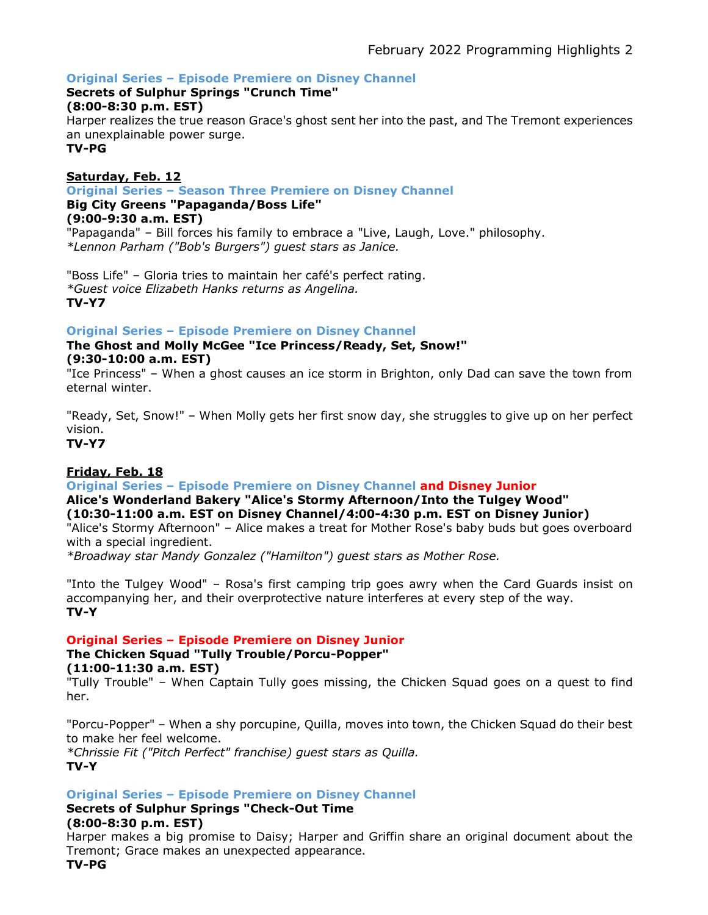**Original Series – Episode Premiere on Disney Channel**
**Secrets of Sulphur Springs "Crunch Time"**
**(8:00-8:30 p.m. EST)**
Harper realizes the true reason Grace's ghost sent her into the past, and The Tremont experiences an unexplainable power surge.
**TV-PG**

**Saturday, Feb. 12**

**Original Series – Season Three Premiere on Disney Channel**
**Big City Greens "Papaganda/Boss Life"**
**(9:00-9:30 a.m. EST)**
"Papaganda" – Bill forces his family to embrace a "Live, Laugh, Love." philosophy.
*\*Lennon Parham ("Bob's Burgers") guest stars as Janice.*

"Boss Life" – Gloria tries to maintain her café's perfect rating.
*\*Guest voice Elizabeth Hanks returns as Angelina.*
**TV-Y7**

**Original Series – Episode Premiere on Disney Channel**
**The Ghost and Molly McGee "Ice Princess/Ready, Set, Snow!"**
**(9:30-10:00 a.m. EST)**
"Ice Princess" – When a ghost causes an ice storm in Brighton, only Dad can save the town from eternal winter.

"Ready, Set, Snow!" – When Molly gets her first snow day, she struggles to give up on her perfect vision.
**TV-Y7**

**Friday, Feb. 18**

**Original Series – Episode Premiere on Disney Channel and Disney Junior**
**Alice's Wonderland Bakery "Alice's Stormy Afternoon/Into the Tulgey Wood"**
**(10:30-11:00 a.m. EST on Disney Channel/4:00-4:30 p.m. EST on Disney Junior)**
"Alice's Stormy Afternoon" – Alice makes a treat for Mother Rose's baby buds but goes overboard with a special ingredient.
*\*Broadway star Mandy Gonzalez ("Hamilton") guest stars as Mother Rose.*

"Into the Tulgey Wood" – Rosa's first camping trip goes awry when the Card Guards insist on accompanying her, and their overprotective nature interferes at every step of the way.
**TV-Y**

**Original Series – Episode Premiere on Disney Junior**
**The Chicken Squad "Tully Trouble/Porcu-Popper"**
**(11:00-11:30 a.m. EST)**
"Tully Trouble" – When Captain Tully goes missing, the Chicken Squad goes on a quest to find her.

"Porcu-Popper" – When a shy porcupine, Quilla, moves into town, the Chicken Squad do their best to make her feel welcome.
*\*Chrissie Fit ("Pitch Perfect" franchise) guest stars as Quilla.*
**TV-Y**

**Original Series – Episode Premiere on Disney Channel**
**Secrets of Sulphur Springs "Check-Out Time**
**(8:00-8:30 p.m. EST)**
Harper makes a big promise to Daisy; Harper and Griffin share an original document about the Tremont; Grace makes an unexpected appearance.
**TV-PG**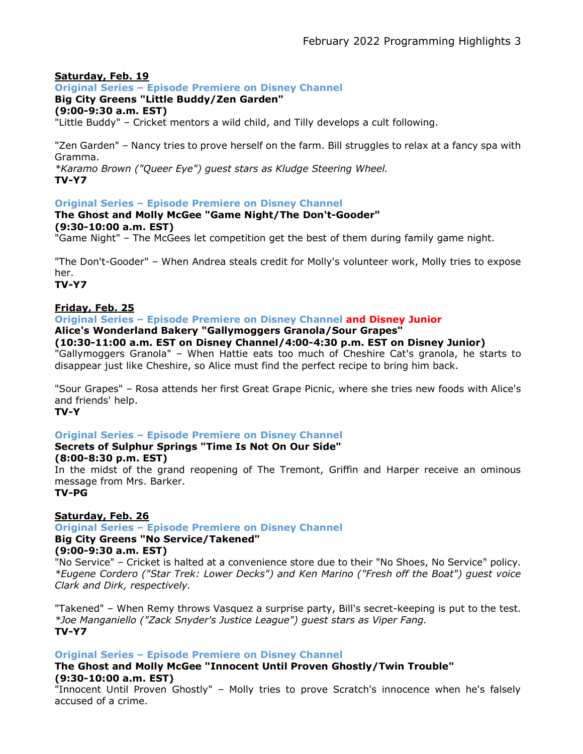**Saturday, Feb. 19**

**Original Series – Episode Premiere on Disney Channel**
**Big City Greens "Little Buddy/Zen Garden"**
**(9:00-9:30 a.m. EST)**
"Little Buddy" – Cricket mentors a wild child, and Tilly develops a cult following.

"Zen Garden" – Nancy tries to prove herself on the farm. Bill struggles to relax at a fancy spa with Gramma.
*\*Karamo Brown ("Queer Eye") guest stars as Kludge Steering Wheel.*
**TV-Y7**

**Original Series – Episode Premiere on Disney Channel**
**The Ghost and Molly McGee "Game Night/The Don't-Gooder"**
**(9:30-10:00 a.m. EST)**
"Game Night" – The McGees let competition get the best of them during family game night.

"The Don't-Gooder" – When Andrea steals credit for Molly's volunteer work, Molly tries to expose her.
**TV-Y7**

**Friday, Feb. 25**

**Original Series – Episode Premiere on Disney Channel and Disney Junior**
**Alice's Wonderland Bakery "Gallymoggers Granola/Sour Grapes"**
**(10:30-11:00 a.m. EST on Disney Channel/4:00-4:30 p.m. EST on Disney Junior)**
"Gallymoggers Granola" – When Hattie eats too much of Cheshire Cat's granola, he starts to disappear just like Cheshire, so Alice must find the perfect recipe to bring him back.

"Sour Grapes" – Rosa attends her first Great Grape Picnic, where she tries new foods with Alice's and friends' help.
**TV-Y**

**Original Series – Episode Premiere on Disney Channel**
**Secrets of Sulphur Springs "Time Is Not On Our Side"**
**(8:00-8:30 p.m. EST)**
In the midst of the grand reopening of The Tremont, Griffin and Harper receive an ominous message from Mrs. Barker.
**TV-PG**

**Saturday, Feb. 26**

**Original Series – Episode Premiere on Disney Channel**
**Big City Greens "No Service/Takened"**
**(9:00-9:30 a.m. EST)**
"No Service" – Cricket is halted at a convenience store due to their "No Shoes, No Service" policy.
*\*Eugene Cordero ("Star Trek: Lower Decks") and Ken Marino ("Fresh off the Boat") guest voice Clark and Dirk, respectively.*

"Takened" – When Remy throws Vasquez a surprise party, Bill's secret-keeping is put to the test.
*\*Joe Manganiello ("Zack Snyder's Justice League") guest stars as Viper Fang.*
**TV-Y7**

**Original Series – Episode Premiere on Disney Channel**
**The Ghost and Molly McGee "Innocent Until Proven Ghostly/Twin Trouble"**
**(9:30-10:00 a.m. EST)**
"Innocent Until Proven Ghostly" – Molly tries to prove Scratch's innocence when he's falsely accused of a crime.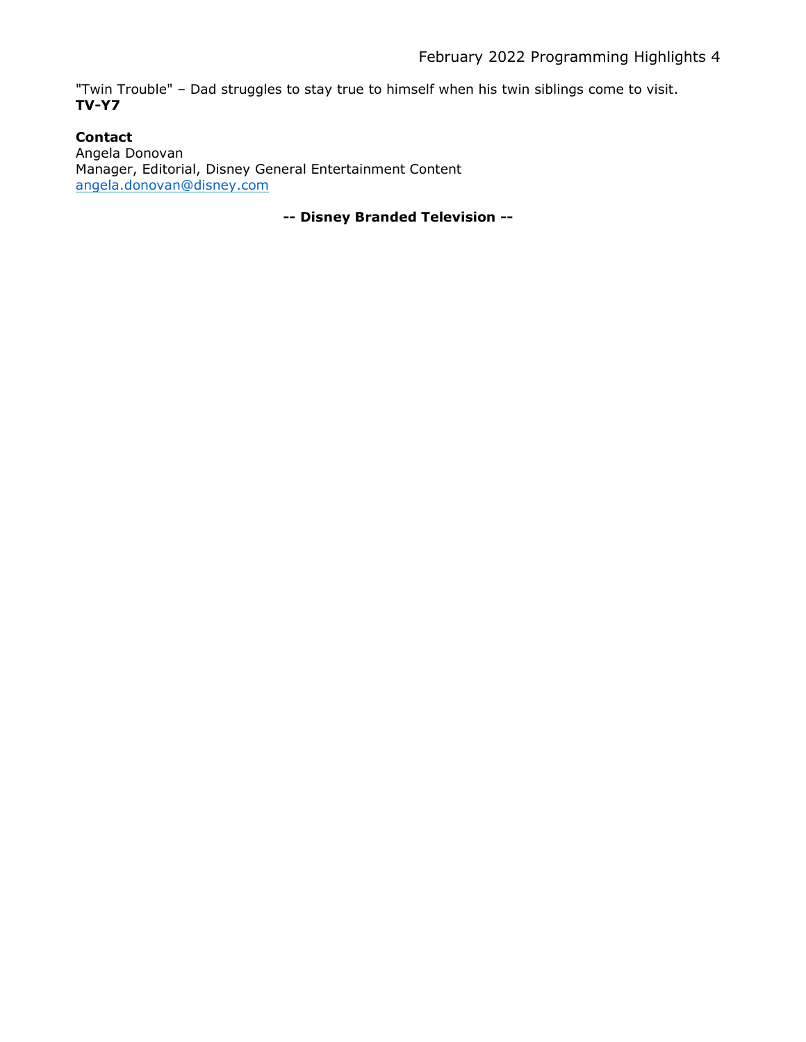"Twin Trouble" – Dad struggles to stay true to himself when his twin siblings come to visit.
**TV-Y7**

**Contact**
Angela Donovan
Manager, Editorial, Disney General Entertainment Content
angela.donovan@disney.com

**-- Disney Branded Television --**